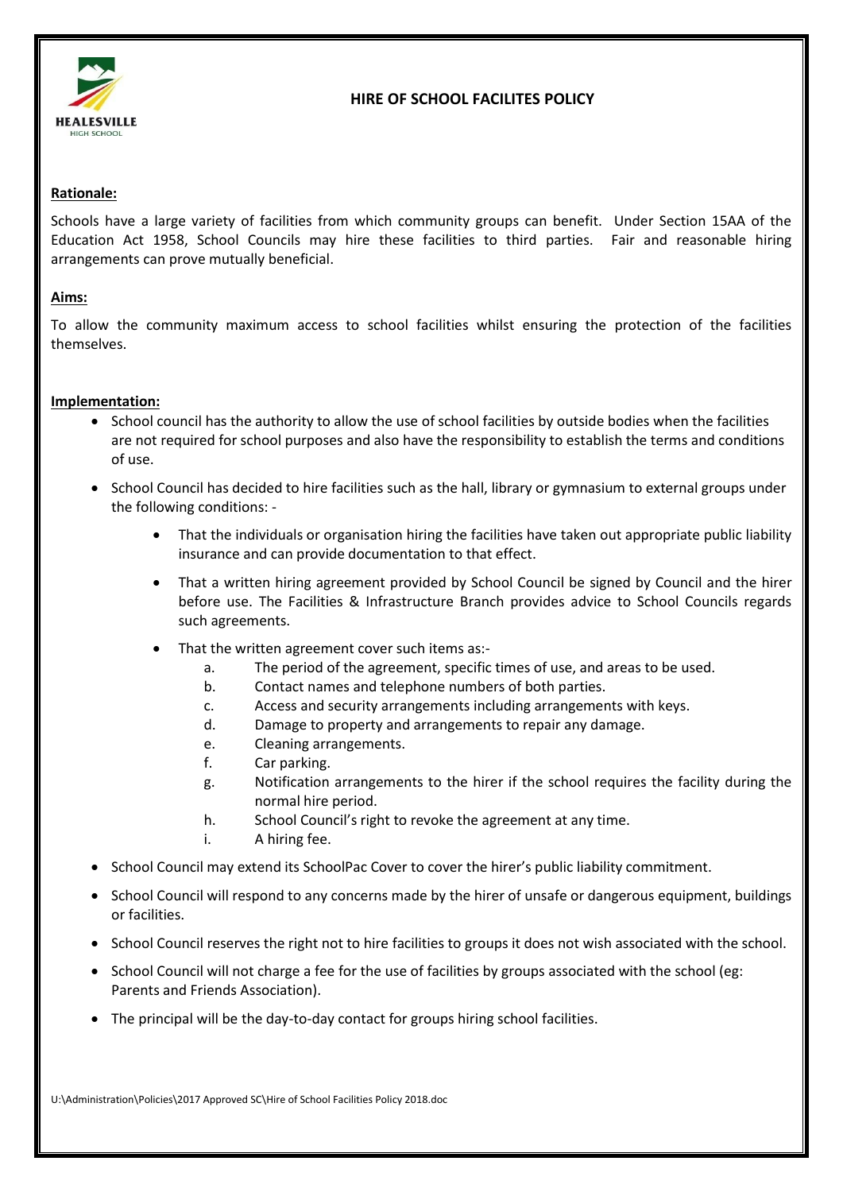HEALESVILLE HIGH SCHOOL

# HIRE OF SCHOOL FACILITES POLICY

**Rationale:**

Schools have a large variety of facilities from which community groups can benefit. Under Section 15AA of the Education Act 1958, School Councils may hire these facilities to third parties. Fair and reasonable hiring arrangements can prove mutually beneficial.

**Aims:**

To allow the community maximum access to school facilities whilst ensuring the protection of the facilities themselves.

**Implementation:**

- School council has the authority to allow the use of school facilities by outside bodies when the facilities are not required for school purposes and also have the responsibility to establish the terms and conditions of use.
- School Council has decided to hire facilities such as the hall, library or gymnasium to external groups under the following conditions: -
    - That the individuals or organisation hiring the facilities have taken out appropriate public liability insurance and can provide documentation to that effect.
    - That a written hiring agreement provided by School Council be signed by Council and the hirer before use. The Facilities & Infrastructure Branch provides advice to School Councils regards such agreements.
    - That the written agreement cover such items as:-
        a. The period of the agreement, specific times of use, and areas to be used.
        b. Contact names and telephone numbers of both parties.
        c. Access and security arrangements including arrangements with keys.
        d. Damage to property and arrangements to repair any damage.
        e. Cleaning arrangements.
        f. Car parking.
        g. Notification arrangements to the hirer if the school requires the facility during the normal hire period.
        h. School Council's right to revoke the agreement at any time.
        i. A hiring fee.
- School Council may extend its SchoolPac Cover to cover the hirer's public liability commitment.
- School Council will respond to any concerns made by the hirer of unsafe or dangerous equipment, buildings or facilities.
- School Council reserves the right not to hire facilities to groups it does not wish associated with the school.
- School Council will not charge a fee for the use of facilities by groups associated with the school (eg: Parents and Friends Association).
- The principal will be the day-to-day contact for groups hiring school facilities.

U:\Administration\Policies\2017 Approved SC\Hire of School Facilities Policy 2018.doc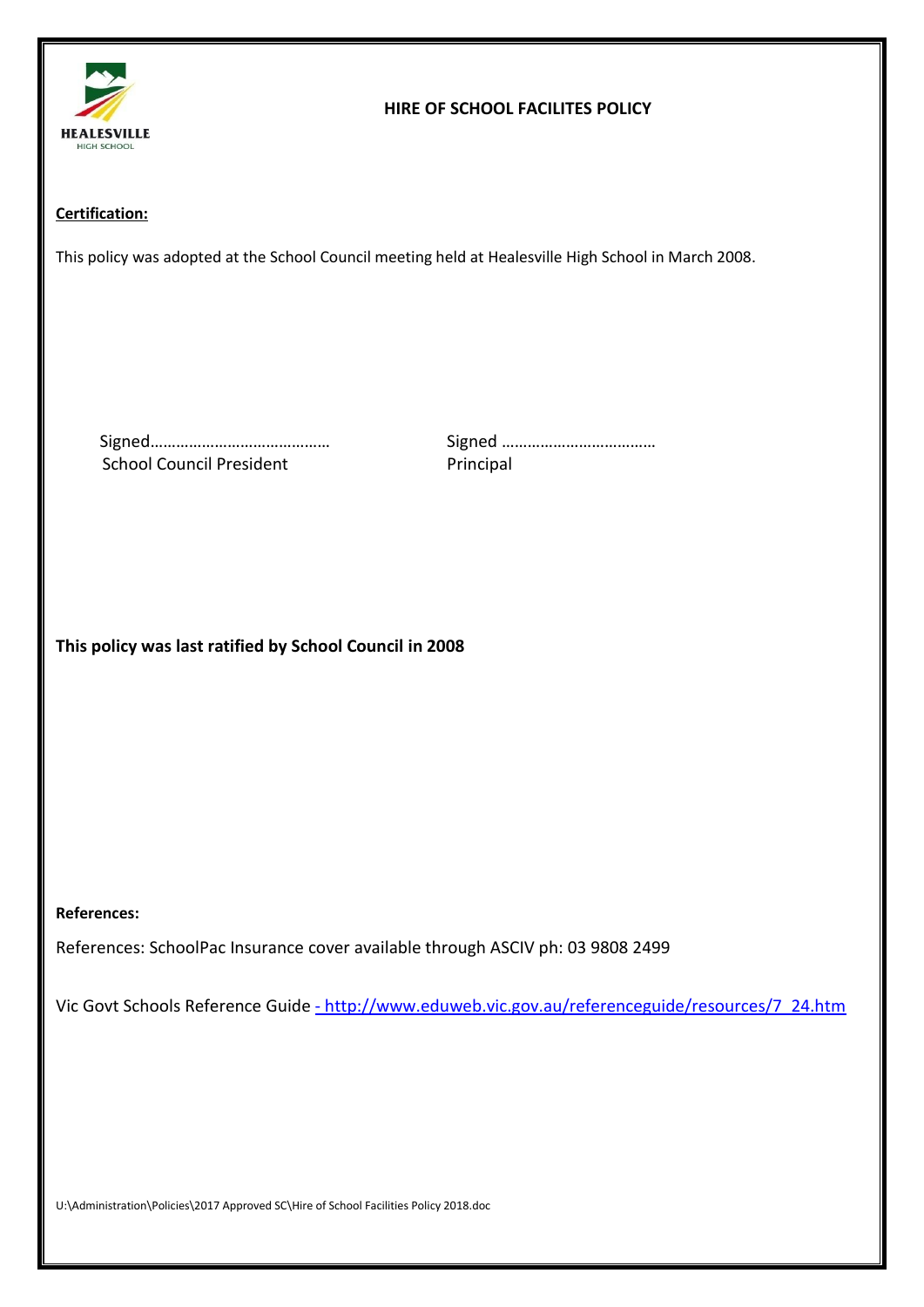**HIRE OF SCHOOL FACILITES POLICY**

**Certification:**

This policy was adopted at the School Council meeting held at Healesville High School in March 2008.

Signed…………………………………… School Council President

Signed …………………………….. Principal

**This policy was last ratified by School Council in 2008**

**References:**

References: SchoolPac Insurance cover available through ASCIV ph: 03 9808 2499

Vic Govt Schools Reference Guide - http://www.eduweb.vic.gov.au/referenceguide/resources/7_24.htm

U:\Administration\Policies\2017 Approved SC\Hire of School Facilities Policy 2018.doc